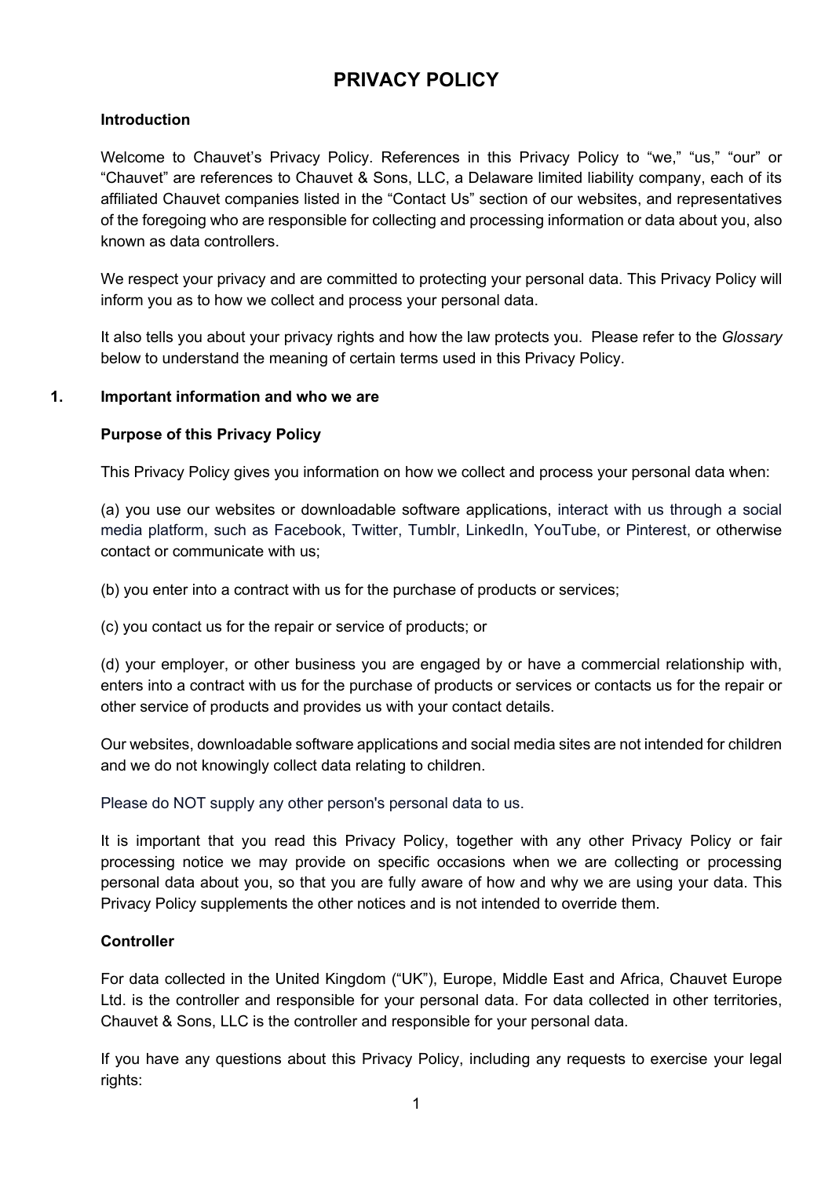# PRIVACY POLICY

**Introduction**

Welcome to Chauvet's Privacy Policy. References in this Privacy Policy to "we," "us," "our" or "Chauvet" are references to Chauvet & Sons, LLC, a Delaware limited liability company, each of its affiliated Chauvet companies listed in the "Contact Us" section of our websites, and representatives of the foregoing who are responsible for collecting and processing information or data about you, also known as data controllers.

We respect your privacy and are committed to protecting your personal data. This Privacy Policy will inform you as to how we collect and process your personal data.

It also tells you about your privacy rights and how the law protects you. Please refer to the *Glossary* below to understand the meaning of certain terms used in this Privacy Policy.

## 1. Important information and who we are

**Purpose of this Privacy Policy**

This Privacy Policy gives you information on how we collect and process your personal data when:

(a) you use our websites or downloadable software applications, interact with us through a social media platform, such as Facebook, Twitter, Tumblr, LinkedIn, YouTube, or Pinterest, or otherwise contact or communicate with us;

(b) you enter into a contract with us for the purchase of products or services;

(c) you contact us for the repair or service of products; or

(d) your employer, or other business you are engaged by or have a commercial relationship with, enters into a contract with us for the purchase of products or services or contacts us for the repair or other service of products and provides us with your contact details.

Our websites, downloadable software applications and social media sites are not intended for children and we do not knowingly collect data relating to children.

Please do NOT supply any other person's personal data to us.

It is important that you read this Privacy Policy, together with any other Privacy Policy or fair processing notice we may provide on specific occasions when we are collecting or processing personal data about you, so that you are fully aware of how and why we are using your data. This Privacy Policy supplements the other notices and is not intended to override them.

**Controller**

For data collected in the United Kingdom ("UK"), Europe, Middle East and Africa, Chauvet Europe Ltd. is the controller and responsible for your personal data. For data collected in other territories, Chauvet & Sons, LLC is the controller and responsible for your personal data.

If you have any questions about this Privacy Policy, including any requests to exercise your legal rights: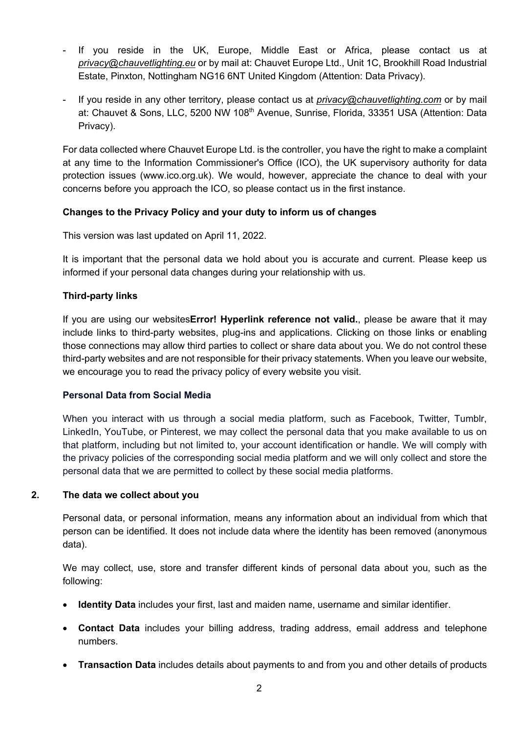- If you reside in the UK, Europe, Middle East or Africa, please contact us at *privacy@chauvetlighting.eu* or by mail at: Chauvet Europe Ltd., Unit 1C, Brookhill Road Industrial Estate, Pinxton, Nottingham NG16 6NT United Kingdom (Attention: Data Privacy).
- If you reside in any other territory, please contact us at *privacy@chauvetlighting.com* or by mail at: Chauvet & Sons, LLC, 5200 NW 108th Avenue, Sunrise, Florida, 33351 USA (Attention: Data Privacy).

For data collected where Chauvet Europe Ltd. is the controller, you have the right to make a complaint at any time to the Information Commissioner's Office (ICO), the UK supervisory authority for data protection issues (www.ico.org.uk). We would, however, appreciate the chance to deal with your concerns before you approach the ICO, so please contact us in the first instance.

**Changes to the Privacy Policy and your duty to inform us of changes**

This version was last updated on April 11, 2022.

It is important that the personal data we hold about you is accurate and current. Please keep us informed if your personal data changes during your relationship with us.

**Third-party links**

If you are using our websites**Error! Hyperlink reference not valid.**, please be aware that it may include links to third-party websites, plug-ins and applications. Clicking on those links or enabling those connections may allow third parties to collect or share data about you. We do not control these third-party websites and are not responsible for their privacy statements. When you leave our website, we encourage you to read the privacy policy of every website you visit.

**Personal Data from Social Media**

When you interact with us through a social media platform, such as Facebook, Twitter, Tumblr, LinkedIn, YouTube, or Pinterest, we may collect the personal data that you make available to us on that platform, including but not limited to, your account identification or handle. We will comply with the privacy policies of the corresponding social media platform and we will only collect and store the personal data that we are permitted to collect by these social media platforms.

## 2. The data we collect about you

Personal data, or personal information, means any information about an individual from which that person can be identified. It does not include data where the identity has been removed (anonymous data).

We may collect, use, store and transfer different kinds of personal data about you, such as the following:

- **Identity Data** includes your first, last and maiden name, username and similar identifier.
- **Contact Data** includes your billing address, trading address, email address and telephone numbers.
- **Transaction Data** includes details about payments to and from you and other details of products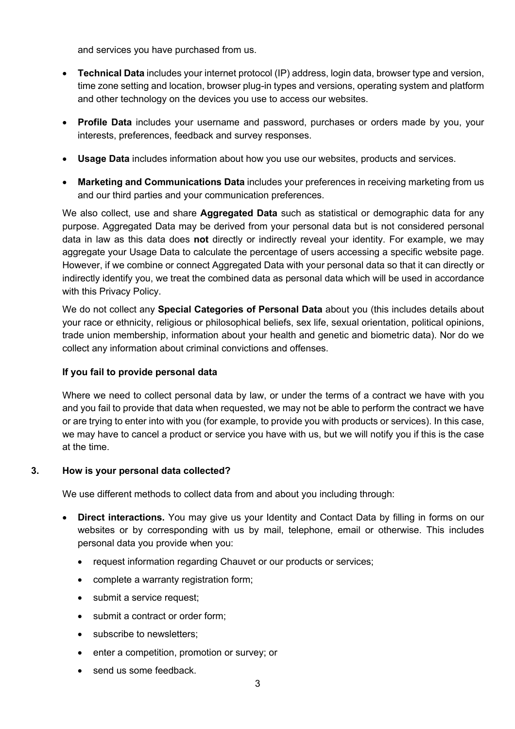and services you have purchased from us.

- **Technical Data** includes your internet protocol (IP) address, login data, browser type and version, time zone setting and location, browser plug-in types and versions, operating system and platform and other technology on the devices you use to access our websites.
- **Profile Data** includes your username and password, purchases or orders made by you, your interests, preferences, feedback and survey responses.
- **Usage Data** includes information about how you use our websites, products and services.
- **Marketing and Communications Data** includes your preferences in receiving marketing from us and our third parties and your communication preferences.

We also collect, use and share **Aggregated Data** such as statistical or demographic data for any purpose. Aggregated Data may be derived from your personal data but is not considered personal data in law as this data does **not** directly or indirectly reveal your identity. For example, we may aggregate your Usage Data to calculate the percentage of users accessing a specific website page. However, if we combine or connect Aggregated Data with your personal data so that it can directly or indirectly identify you, we treat the combined data as personal data which will be used in accordance with this Privacy Policy.

We do not collect any **Special Categories of Personal Data** about you (this includes details about your race or ethnicity, religious or philosophical beliefs, sex life, sexual orientation, political opinions, trade union membership, information about your health and genetic and biometric data). Nor do we collect any information about criminal convictions and offenses.

**If you fail to provide personal data**

Where we need to collect personal data by law, or under the terms of a contract we have with you and you fail to provide that data when requested, we may not be able to perform the contract we have or are trying to enter into with you (for example, to provide you with products or services). In this case, we may have to cancel a product or service you have with us, but we will notify you if this is the case at the time.

## 3. How is your personal data collected?

We use different methods to collect data from and about you including through:

- **Direct interactions.** You may give us your Identity and Contact Data by filling in forms on our websites or by corresponding with us by mail, telephone, email or otherwise. This includes personal data you provide when you:
  - request information regarding Chauvet or our products or services;
  - complete a warranty registration form;
  - submit a service request;
  - submit a contract or order form;
  - subscribe to newsletters;
  - enter a competition, promotion or survey; or
  - send us some feedback.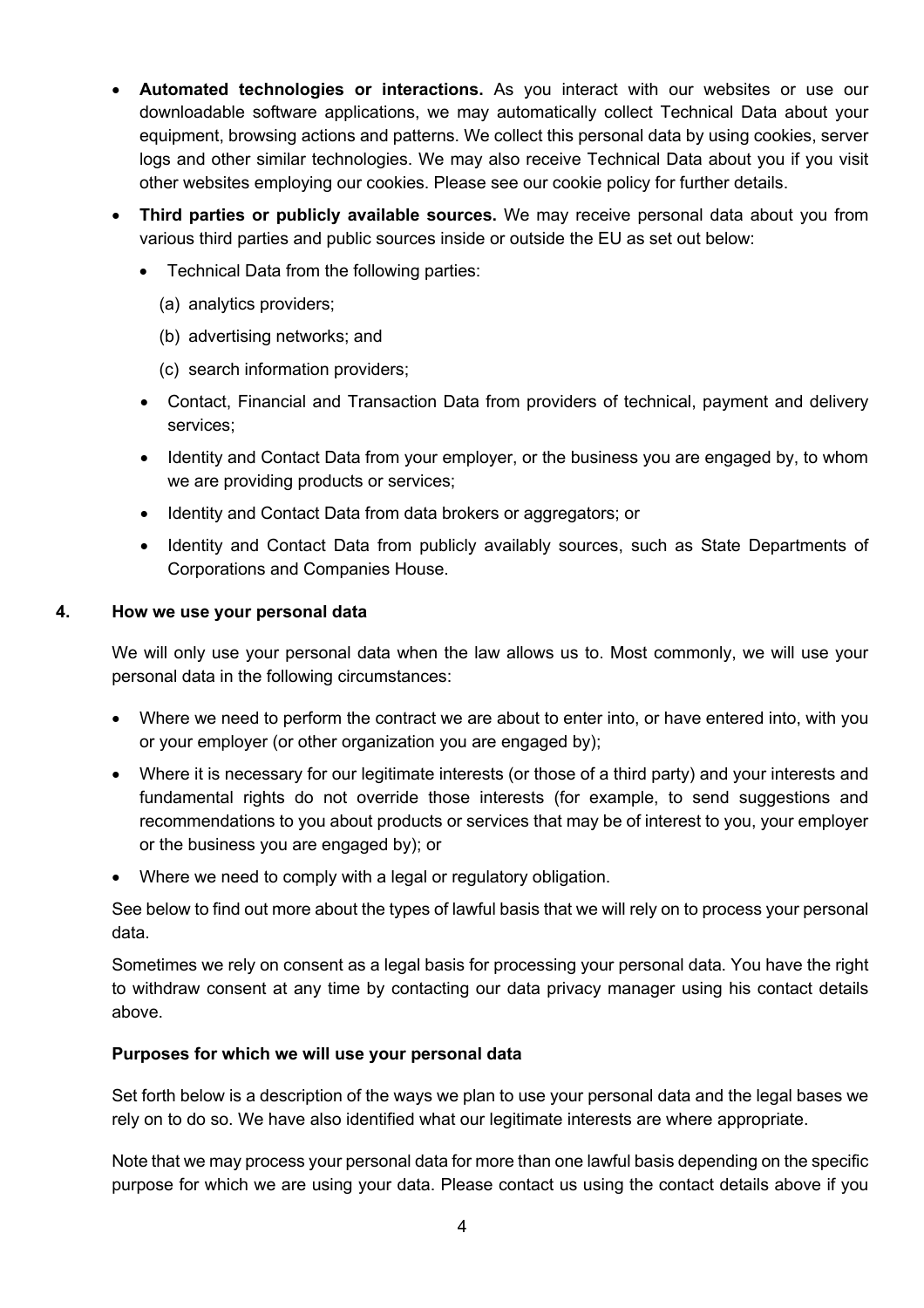- **Automated technologies or interactions.** As you interact with our websites or use our downloadable software applications, we may automatically collect Technical Data about your equipment, browsing actions and patterns. We collect this personal data by using cookies, server logs and other similar technologies. We may also receive Technical Data about you if you visit other websites employing our cookies. Please see our cookie policy for further details.
- **Third parties or publicly available sources.** We may receive personal data about you from various third parties and public sources inside or outside the EU as set out below:
  - Technical Data from the following parties:
    - (a) analytics providers;
    - (b) advertising networks; and
    - (c) search information providers;
  - Contact, Financial and Transaction Data from providers of technical, payment and delivery services;
  - Identity and Contact Data from your employer, or the business you are engaged by, to whom we are providing products or services;
  - Identity and Contact Data from data brokers or aggregators; or
  - Identity and Contact Data from publicly availably sources, such as State Departments of Corporations and Companies House.

## 4. How we use your personal data

We will only use your personal data when the law allows us to. Most commonly, we will use your personal data in the following circumstances:

- Where we need to perform the contract we are about to enter into, or have entered into, with you or your employer (or other organization you are engaged by);
- Where it is necessary for our legitimate interests (or those of a third party) and your interests and fundamental rights do not override those interests (for example, to send suggestions and recommendations to you about products or services that may be of interest to you, your employer or the business you are engaged by); or
- Where we need to comply with a legal or regulatory obligation.

See below to find out more about the types of lawful basis that we will rely on to process your personal data.

Sometimes we rely on consent as a legal basis for processing your personal data. You have the right to withdraw consent at any time by contacting our data privacy manager using his contact details above.

### Purposes for which we will use your personal data

Set forth below is a description of the ways we plan to use your personal data and the legal bases we rely on to do so. We have also identified what our legitimate interests are where appropriate.

Note that we may process your personal data for more than one lawful basis depending on the specific purpose for which we are using your data. Please contact us using the contact details above if you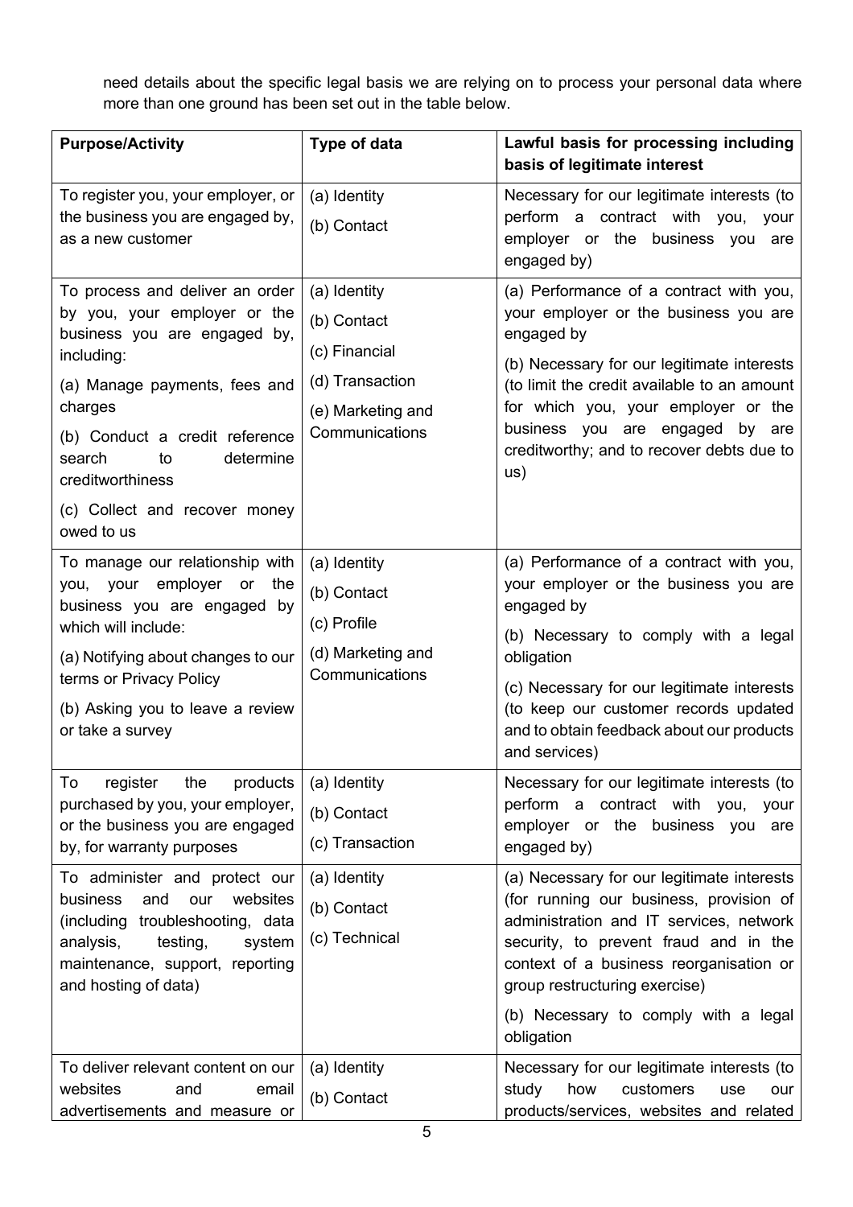need details about the specific legal basis we are relying on to process your personal data where more than one ground has been set out in the table below.

| Purpose/Activity | Type of data | Lawful basis for processing including basis of legitimate interest |
|---|---|---|
| To register you, your employer, or the business you are engaged by, as a new customer | (a) Identity<br>(b) Contact | Necessary for our legitimate interests (to perform a contract with you, your employer or the business you are engaged by) |
| To process and deliver an order by you, your employer or the business you are engaged by, including:<br>(a) Manage payments, fees and charges<br>(b) Conduct a credit reference search to determine creditworthiness<br>(c) Collect and recover money owed to us | (a) Identity<br>(b) Contact<br>(c) Financial<br>(d) Transaction<br>(e) Marketing and Communications | (a) Performance of a contract with you, your employer or the business you are engaged by<br>(b) Necessary for our legitimate interests (to limit the credit available to an amount for which you, your employer or the business you are engaged by are creditworthy; and to recover debts due to us) |
| To manage our relationship with you, your employer or the business you are engaged by which will include:<br>(a) Notifying about changes to our terms or Privacy Policy<br>(b) Asking you to leave a review or take a survey | (a) Identity<br>(b) Contact<br>(c) Profile<br>(d) Marketing and Communications | (a) Performance of a contract with you, your employer or the business you are engaged by<br>(b) Necessary to comply with a legal obligation<br>(c) Necessary for our legitimate interests (to keep our customer records updated and to obtain feedback about our products and services) |
| To register the products purchased by you, your employer, or the business you are engaged by, for warranty purposes | (a) Identity<br>(b) Contact<br>(c) Transaction | Necessary for our legitimate interests (to perform a contract with you, your employer or the business you are engaged by) |
| To administer and protect our business and our websites (including troubleshooting, data analysis, testing, system maintenance, support, reporting and hosting of data) | (a) Identity<br>(b) Contact<br>(c) Technical | (a) Necessary for our legitimate interests (for running our business, provision of administration and IT services, network security, to prevent fraud and in the context of a business reorganisation or group restructuring exercise)<br>(b) Necessary to comply with a legal obligation |
| To deliver relevant content on our websites and email advertisements and measure or | (a) Identity<br>(b) Contact | Necessary for our legitimate interests (to study how customers use our products/services, websites and related |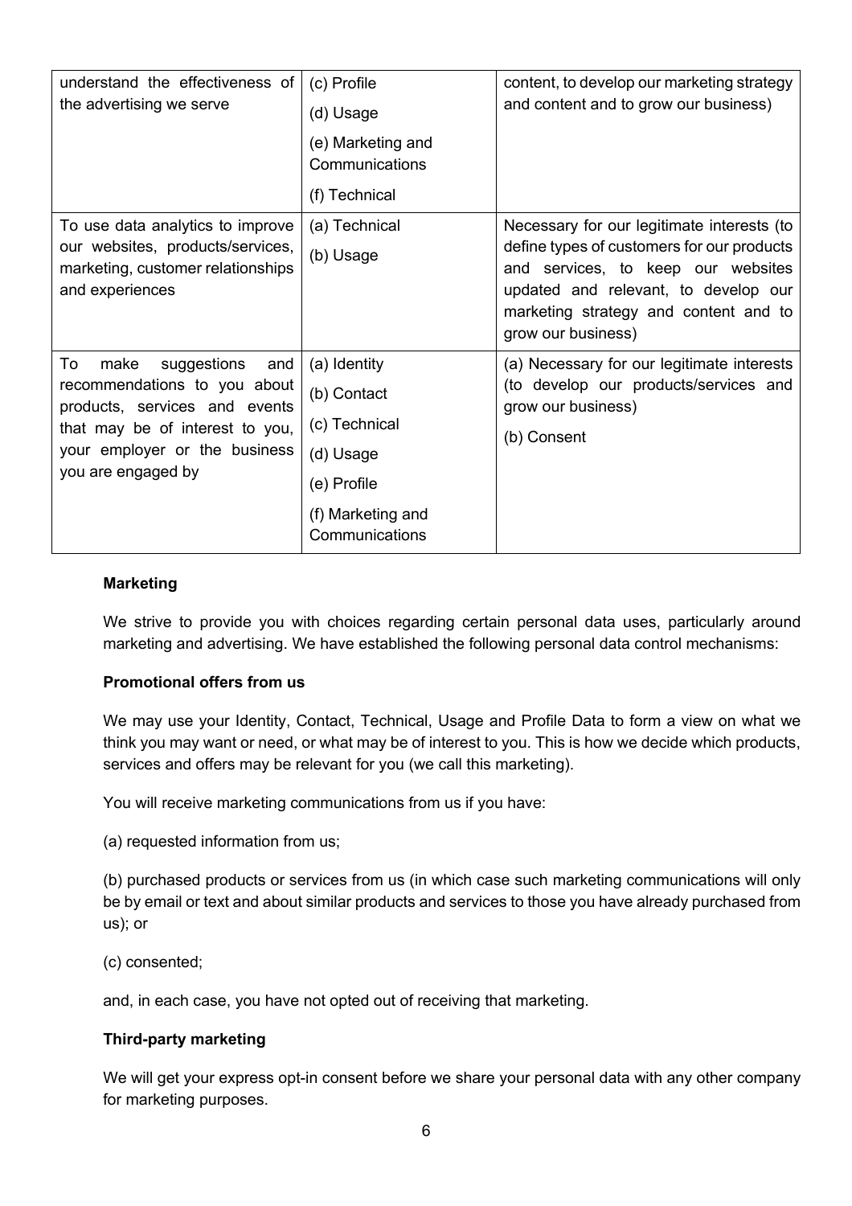| | | |
|---|---|---|
| understand the effectiveness of the advertising we serve | (c) Profile<br>(d) Usage<br>(e) Marketing and Communications<br>(f) Technical | content, to develop our marketing strategy and content and to grow our business) |
| To use data analytics to improve our websites, products/services, marketing, customer relationships and experiences | (a) Technical<br>(b) Usage | Necessary for our legitimate interests (to define types of customers for our products and services, to keep our websites updated and relevant, to develop our marketing strategy and content and to grow our business) |
| To make suggestions and recommendations to you about products, services and events that may be of interest to you, your employer or the business you are engaged by | (a) Identity<br>(b) Contact<br>(c) Technical<br>(d) Usage<br>(e) Profile<br>(f) Marketing and Communications | (a) Necessary for our legitimate interests (to develop our products/services and grow our business)<br>(b) Consent |

**Marketing**

We strive to provide you with choices regarding certain personal data uses, particularly around marketing and advertising. We have established the following personal data control mechanisms:

**Promotional offers from us**

We may use your Identity, Contact, Technical, Usage and Profile Data to form a view on what we think you may want or need, or what may be of interest to you. This is how we decide which products, services and offers may be relevant for you (we call this marketing).

You will receive marketing communications from us if you have:

(a) requested information from us;

(b) purchased products or services from us (in which case such marketing communications will only be by email or text and about similar products and services to those you have already purchased from us); or

(c) consented;

and, in each case, you have not opted out of receiving that marketing.

**Third-party marketing**

We will get your express opt-in consent before we share your personal data with any other company for marketing purposes.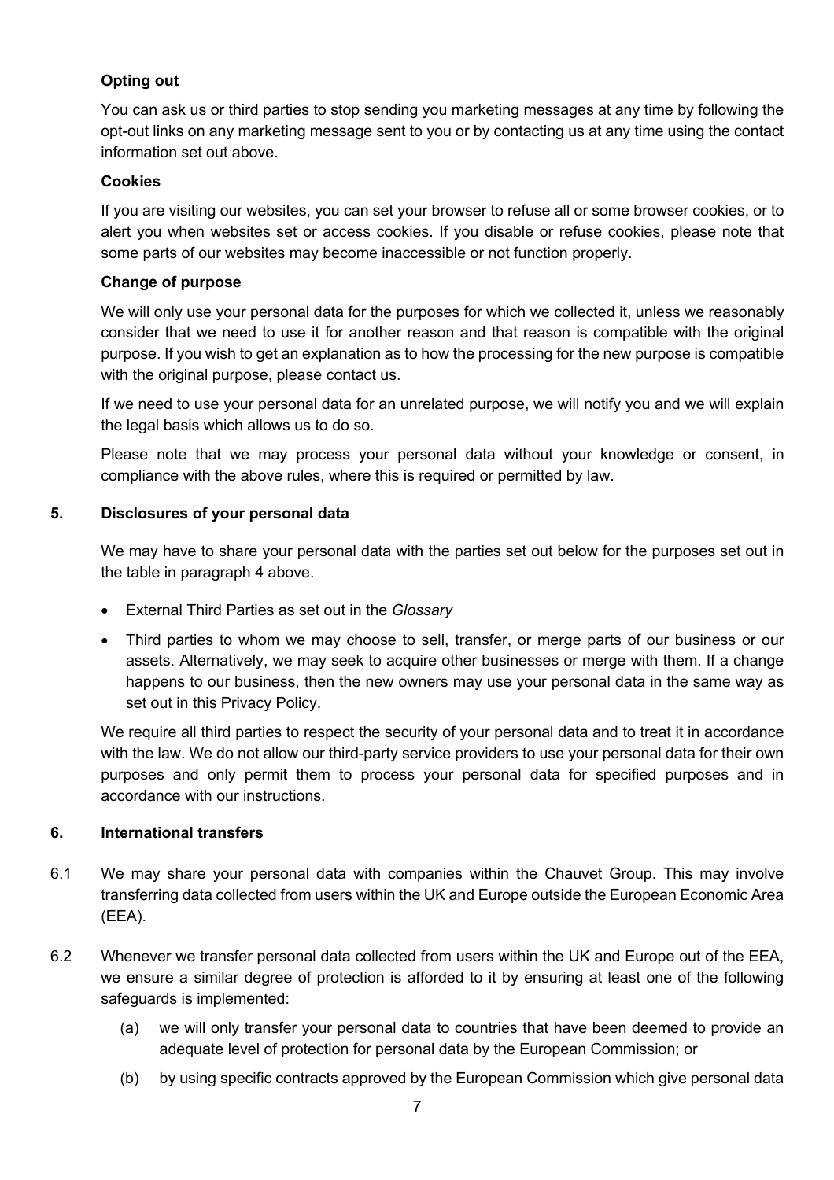**Opting out**

You can ask us or third parties to stop sending you marketing messages at any time by following the opt-out links on any marketing message sent to you or by contacting us at any time using the contact information set out above.

**Cookies**

If you are visiting our websites, you can set your browser to refuse all or some browser cookies, or to alert you when websites set or access cookies. If you disable or refuse cookies, please note that some parts of our websites may become inaccessible or not function properly.

**Change of purpose**

We will only use your personal data for the purposes for which we collected it, unless we reasonably consider that we need to use it for another reason and that reason is compatible with the original purpose. If you wish to get an explanation as to how the processing for the new purpose is compatible with the original purpose, please contact us.

If we need to use your personal data for an unrelated purpose, we will notify you and we will explain the legal basis which allows us to do so.

Please note that we may process your personal data without your knowledge or consent, in compliance with the above rules, where this is required or permitted by law.

## 5. Disclosures of your personal data

We may have to share your personal data with the parties set out below for the purposes set out in the table in paragraph 4 above.

- External Third Parties as set out in the *Glossary*
- Third parties to whom we may choose to sell, transfer, or merge parts of our business or our assets. Alternatively, we may seek to acquire other businesses or merge with them. If a change happens to our business, then the new owners may use your personal data in the same way as set out in this Privacy Policy.

We require all third parties to respect the security of your personal data and to treat it in accordance with the law. We do not allow our third-party service providers to use your personal data for their own purposes and only permit them to process your personal data for specified purposes and in accordance with our instructions.

## 6. International transfers

6.1 We may share your personal data with companies within the Chauvet Group. This may involve transferring data collected from users within the UK and Europe outside the European Economic Area (EEA).

6.2 Whenever we transfer personal data collected from users within the UK and Europe out of the EEA, we ensure a similar degree of protection is afforded to it by ensuring at least one of the following safeguards is implemented:

(a) we will only transfer your personal data to countries that have been deemed to provide an adequate level of protection for personal data by the European Commission; or

(b) by using specific contracts approved by the European Commission which give personal data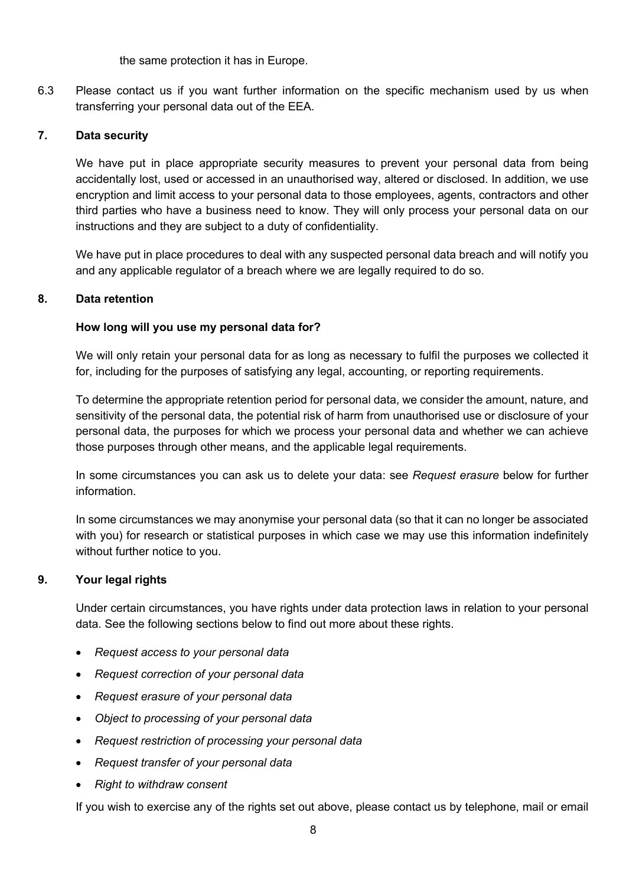the same protection it has in Europe.

6.3 Please contact us if you want further information on the specific mechanism used by us when transferring your personal data out of the EEA.

## 7. Data security

We have put in place appropriate security measures to prevent your personal data from being accidentally lost, used or accessed in an unauthorised way, altered or disclosed. In addition, we use encryption and limit access to your personal data to those employees, agents, contractors and other third parties who have a business need to know. They will only process your personal data on our instructions and they are subject to a duty of confidentiality.

We have put in place procedures to deal with any suspected personal data breach and will notify you and any applicable regulator of a breach where we are legally required to do so.

## 8. Data retention

### How long will you use my personal data for?

We will only retain your personal data for as long as necessary to fulfil the purposes we collected it for, including for the purposes of satisfying any legal, accounting, or reporting requirements.

To determine the appropriate retention period for personal data, we consider the amount, nature, and sensitivity of the personal data, the potential risk of harm from unauthorised use or disclosure of your personal data, the purposes for which we process your personal data and whether we can achieve those purposes through other means, and the applicable legal requirements.

In some circumstances you can ask us to delete your data: see *Request erasure* below for further information.

In some circumstances we may anonymise your personal data (so that it can no longer be associated with you) for research or statistical purposes in which case we may use this information indefinitely without further notice to you.

## 9. Your legal rights

Under certain circumstances, you have rights under data protection laws in relation to your personal data. See the following sections below to find out more about these rights.

- *Request access to your personal data*
- *Request correction of your personal data*
- *Request erasure of your personal data*
- *Object to processing of your personal data*
- *Request restriction of processing your personal data*
- *Request transfer of your personal data*
- *Right to withdraw consent*

If you wish to exercise any of the rights set out above, please contact us by telephone, mail or email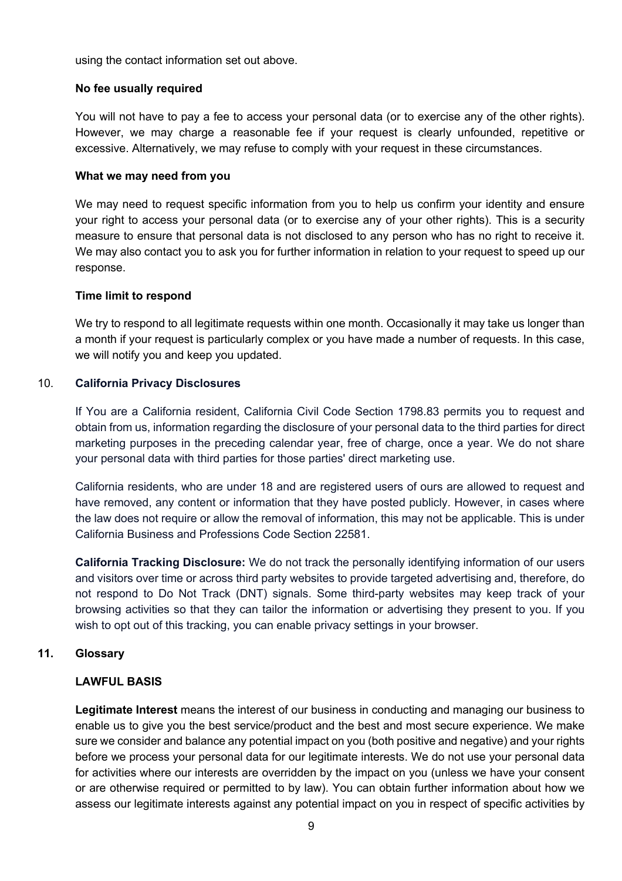using the contact information set out above.

**No fee usually required**

You will not have to pay a fee to access your personal data (or to exercise any of the other rights). However, we may charge a reasonable fee if your request is clearly unfounded, repetitive or excessive. Alternatively, we may refuse to comply with your request in these circumstances.

**What we may need from you**

We may need to request specific information from you to help us confirm your identity and ensure your right to access your personal data (or to exercise any of your other rights). This is a security measure to ensure that personal data is not disclosed to any person who has no right to receive it. We may also contact you to ask you for further information in relation to your request to speed up our response.

**Time limit to respond**

We try to respond to all legitimate requests within one month. Occasionally it may take us longer than a month if your request is particularly complex or you have made a number of requests. In this case, we will notify you and keep you updated.

## 10. California Privacy Disclosures

If You are a California resident, California Civil Code Section 1798.83 permits you to request and obtain from us, information regarding the disclosure of your personal data to the third parties for direct marketing purposes in the preceding calendar year, free of charge, once a year. We do not share your personal data with third parties for those parties' direct marketing use.

California residents, who are under 18 and are registered users of ours are allowed to request and have removed, any content or information that they have posted publicly. However, in cases where the law does not require or allow the removal of information, this may not be applicable. This is under California Business and Professions Code Section 22581.

**California Tracking Disclosure:** We do not track the personally identifying information of our users and visitors over time or across third party websites to provide targeted advertising and, therefore, do not respond to Do Not Track (DNT) signals. Some third-party websites may keep track of your browsing activities so that they can tailor the information or advertising they present to you. If you wish to opt out of this tracking, you can enable privacy settings in your browser.

## 11. Glossary

**LAWFUL BASIS**

**Legitimate Interest** means the interest of our business in conducting and managing our business to enable us to give you the best service/product and the best and most secure experience. We make sure we consider and balance any potential impact on you (both positive and negative) and your rights before we process your personal data for our legitimate interests. We do not use your personal data for activities where our interests are overridden by the impact on you (unless we have your consent or are otherwise required or permitted to by law). You can obtain further information about how we assess our legitimate interests against any potential impact on you in respect of specific activities by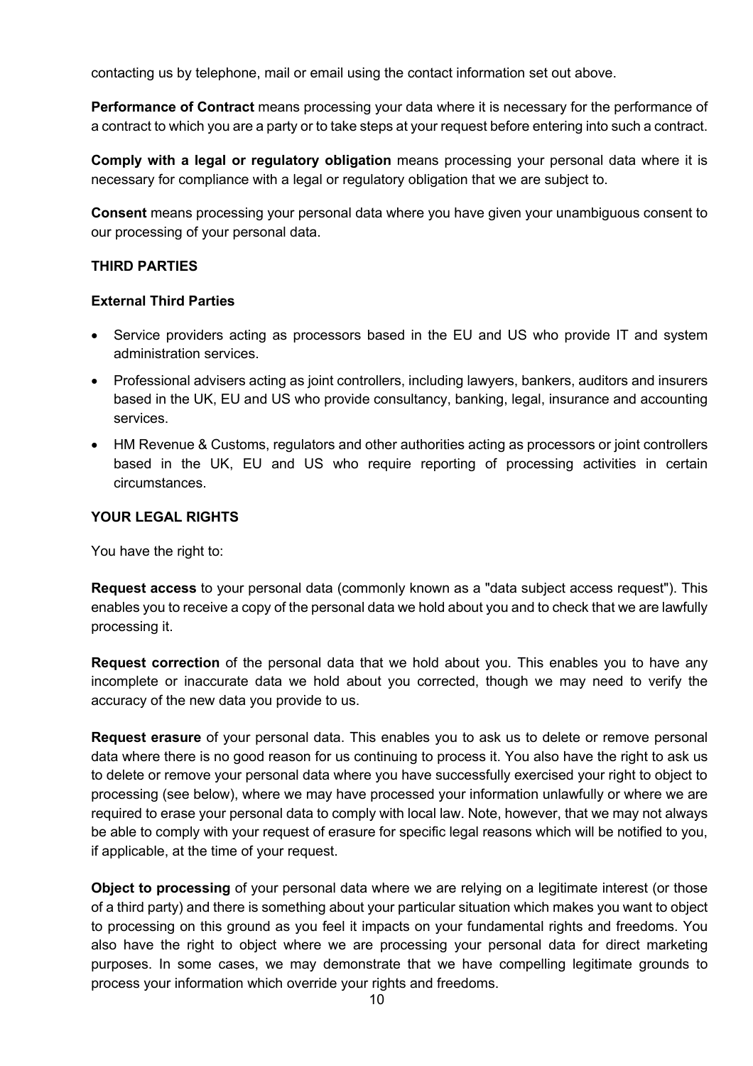contacting us by telephone, mail or email using the contact information set out above.

**Performance of Contract** means processing your data where it is necessary for the performance of a contract to which you are a party or to take steps at your request before entering into such a contract.

**Comply with a legal or regulatory obligation** means processing your personal data where it is necessary for compliance with a legal or regulatory obligation that we are subject to.

**Consent** means processing your personal data where you have given your unambiguous consent to our processing of your personal data.

## THIRD PARTIES

### External Third Parties

- Service providers acting as processors based in the EU and US who provide IT and system administration services.
- Professional advisers acting as joint controllers, including lawyers, bankers, auditors and insurers based in the UK, EU and US who provide consultancy, banking, legal, insurance and accounting services.
- HM Revenue & Customs, regulators and other authorities acting as processors or joint controllers based in the UK, EU and US who require reporting of processing activities in certain circumstances.

## YOUR LEGAL RIGHTS

You have the right to:

**Request access** to your personal data (commonly known as a "data subject access request"). This enables you to receive a copy of the personal data we hold about you and to check that we are lawfully processing it.

**Request correction** of the personal data that we hold about you. This enables you to have any incomplete or inaccurate data we hold about you corrected, though we may need to verify the accuracy of the new data you provide to us.

**Request erasure** of your personal data. This enables you to ask us to delete or remove personal data where there is no good reason for us continuing to process it. You also have the right to ask us to delete or remove your personal data where you have successfully exercised your right to object to processing (see below), where we may have processed your information unlawfully or where we are required to erase your personal data to comply with local law. Note, however, that we may not always be able to comply with your request of erasure for specific legal reasons which will be notified to you, if applicable, at the time of your request.

**Object to processing** of your personal data where we are relying on a legitimate interest (or those of a third party) and there is something about your particular situation which makes you want to object to processing on this ground as you feel it impacts on your fundamental rights and freedoms. You also have the right to object where we are processing your personal data for direct marketing purposes. In some cases, we may demonstrate that we have compelling legitimate grounds to process your information which override your rights and freedoms.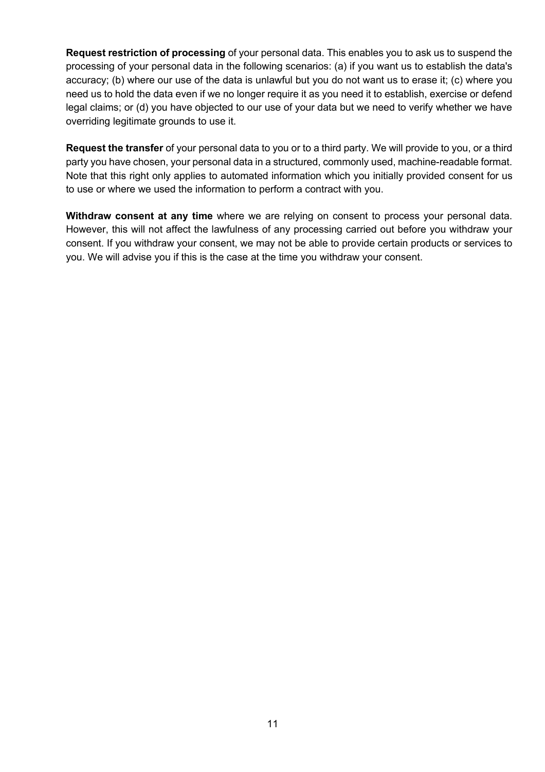**Request restriction of processing** of your personal data. This enables you to ask us to suspend the processing of your personal data in the following scenarios: (a) if you want us to establish the data's accuracy; (b) where our use of the data is unlawful but you do not want us to erase it; (c) where you need us to hold the data even if we no longer require it as you need it to establish, exercise or defend legal claims; or (d) you have objected to our use of your data but we need to verify whether we have overriding legitimate grounds to use it.

**Request the transfer** of your personal data to you or to a third party. We will provide to you, or a third party you have chosen, your personal data in a structured, commonly used, machine-readable format. Note that this right only applies to automated information which you initially provided consent for us to use or where we used the information to perform a contract with you.

**Withdraw consent at any time** where we are relying on consent to process your personal data. However, this will not affect the lawfulness of any processing carried out before you withdraw your consent. If you withdraw your consent, we may not be able to provide certain products or services to you. We will advise you if this is the case at the time you withdraw your consent.